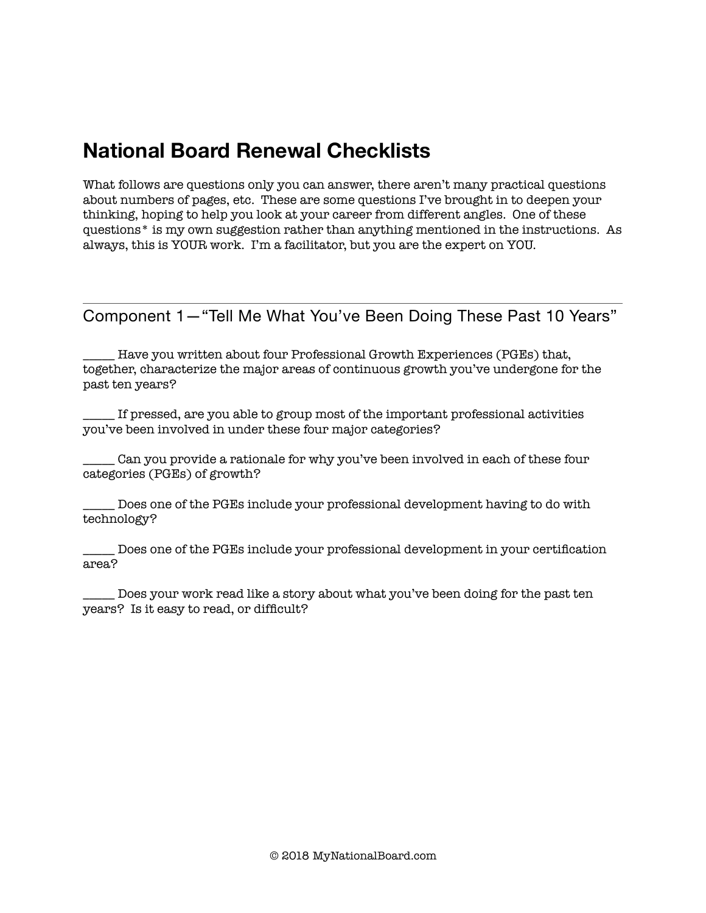# National Board Renewal Checklists

What follows are questions only you can answer, there aren't many practical questions about numbers of pages, etc. These are some questions I've brought in to deepen your thinking, hoping to help you look at your career from different angles. One of these questions* is my own suggestion rather than anything mentioned in the instructions. As always, this is YOUR work. I'm a facilitator, but you are the expert on YOU.

---

## Component 1—"Tell Me What You've Been Doing These Past 10 Years"

_____ Have you written about four Professional Growth Experiences (PGEs) that, together, characterize the major areas of continuous growth you've undergone for the past ten years?

_____ If pressed, are you able to group most of the important professional activities you've been involved in under these four major categories?

_____ Can you provide a rationale for why you've been involved in each of these four categories (PGEs) of growth?

_____ Does one of the PGEs include your professional development having to do with technology?

_____ Does one of the PGEs include your professional development in your certification area?

_____ Does your work read like a story about what you've been doing for the past ten years? Is it easy to read, or difficult?

© 2018 MyNationalBoard.com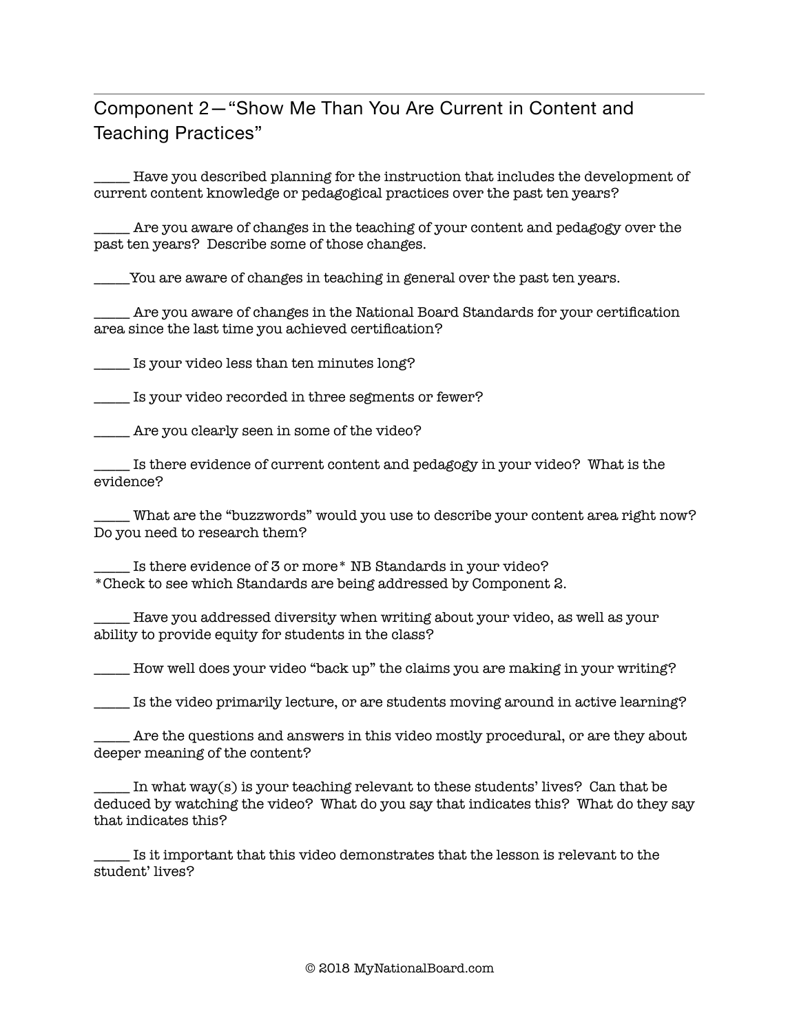## Component 2—“Show Me Than You Are Current in Content and Teaching Practices”

_____ Have you described planning for the instruction that includes the development of current content knowledge or pedagogical practices over the past ten years?

_____ Are you aware of changes in the teaching of your content and pedagogy over the past ten years? Describe some of those changes.

_____You are aware of changes in teaching in general over the past ten years.

_____ Are you aware of changes in the National Board Standards for your certification area since the last time you achieved certification?

_____ Is your video less than ten minutes long?

_____ Is your video recorded in three segments or fewer?

_____ Are you clearly seen in some of the video?

_____ Is there evidence of current content and pedagogy in your video? What is the evidence?

_____ What are the “buzzwords” would you use to describe your content area right now? Do you need to research them?

_____ Is there evidence of 3 or more* NB Standards in your video?
*Check to see which Standards are being addressed by Component 2.

_____ Have you addressed diversity when writing about your video, as well as your ability to provide equity for students in the class?

_____ How well does your video “back up” the claims you are making in your writing?

_____ Is the video primarily lecture, or are students moving around in active learning?

_____ Are the questions and answers in this video mostly procedural, or are they about deeper meaning of the content?

_____ In what way(s) is your teaching relevant to these students’ lives? Can that be deduced by watching the video? What do you say that indicates this? What do they say that indicates this?

_____ Is it important that this video demonstrates that the lesson is relevant to the student’ lives?

© 2018 MyNationalBoard.com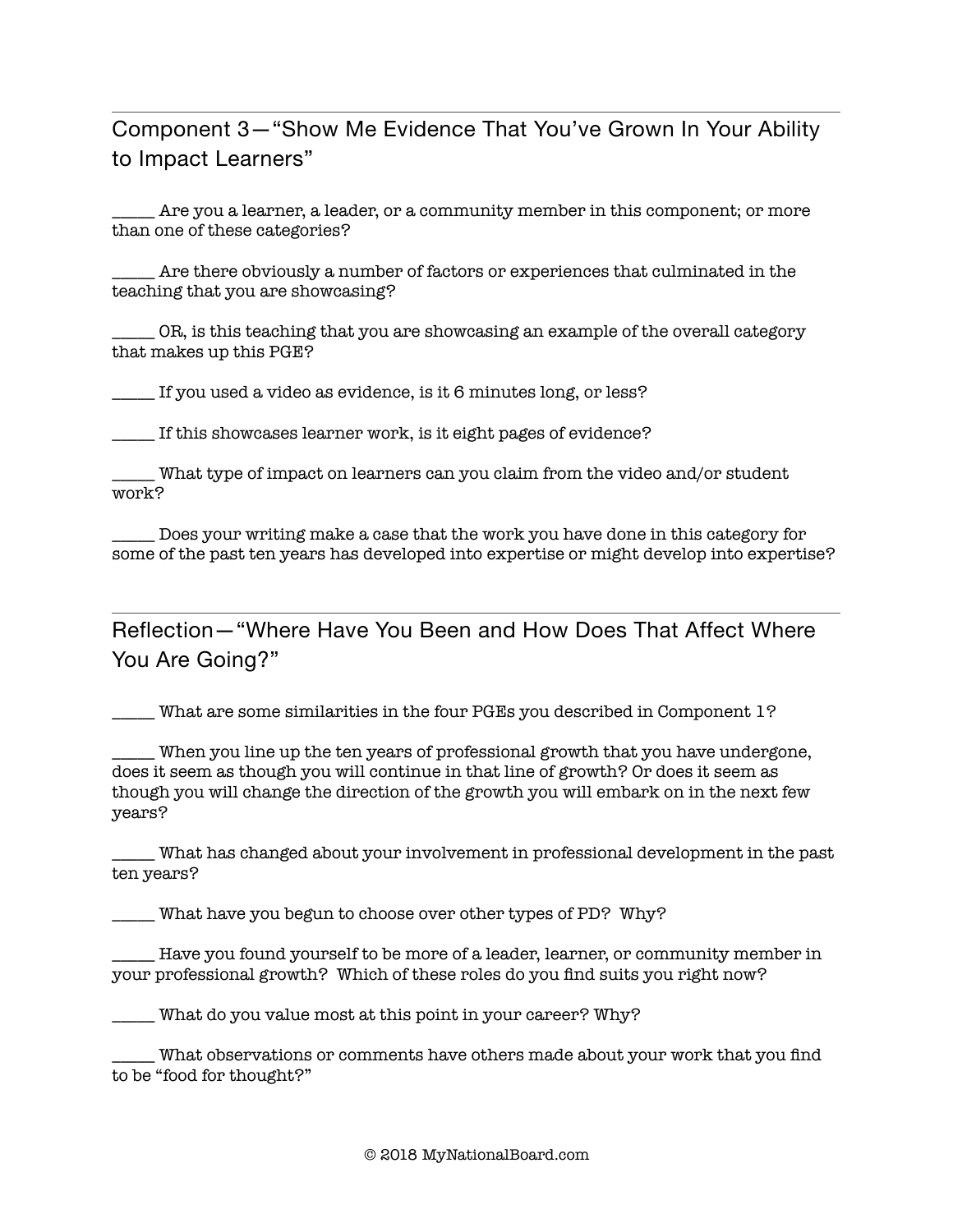## Component 3—“Show Me Evidence That You’ve Grown In Your Ability to Impact Learners”

_____ Are you a learner, a leader, or a community member in this component; or more than one of these categories?

_____ Are there obviously a number of factors or experiences that culminated in the teaching that you are showcasing?

_____ OR, is this teaching that you are showcasing an example of the overall category that makes up this PGE?

_____ If you used a video as evidence, is it 6 minutes long, or less?

_____ If this showcases learner work, is it eight pages of evidence?

_____ What type of impact on learners can you claim from the video and/or student work?

_____ Does your writing make a case that the work you have done in this category for some of the past ten years has developed into expertise or might develop into expertise?

## Reflection—“Where Have You Been and How Does That Affect Where You Are Going?”

_____ What are some similarities in the four PGEs you described in Component 1?

_____ When you line up the ten years of professional growth that you have undergone, does it seem as though you will continue in that line of growth? Or does it seem as though you will change the direction of the growth you will embark on in the next few years?

_____ What has changed about your involvement in professional development in the past ten years?

_____ What have you begun to choose over other types of PD? Why?

_____ Have you found yourself to be more of a leader, learner, or community member in your professional growth? Which of these roles do you find suits you right now?

_____ What do you value most at this point in your career? Why?

_____ What observations or comments have others made about your work that you find to be “food for thought?”

© 2018 MyNationalBoard.com